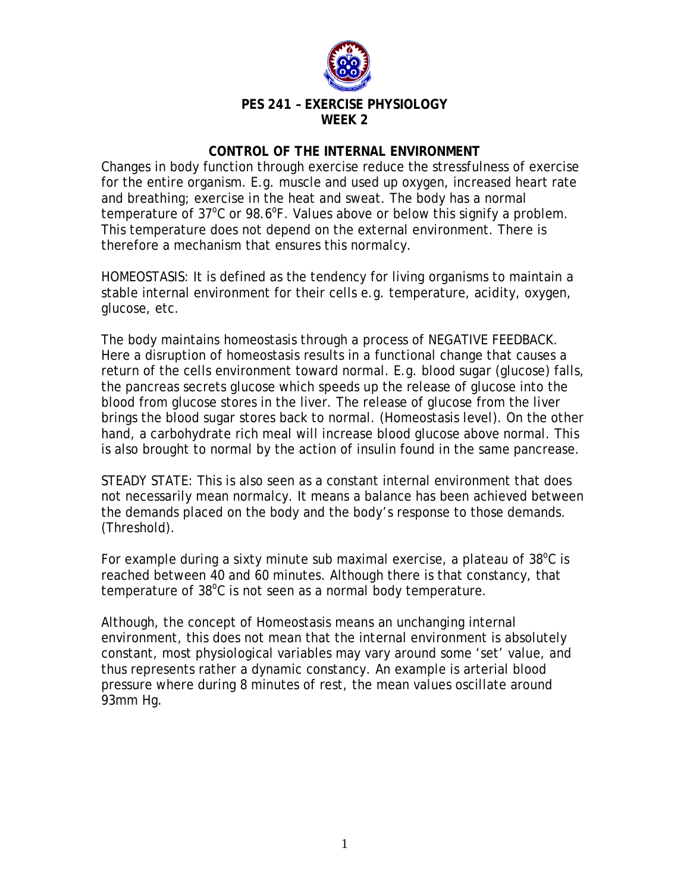# PES 241 – EXERCISE PHYSIOLOGY
## WEEK 2

### CONTROL OF THE INTERNAL ENVIRONMENT

Changes in body function through exercise reduce the stressfulness of exercise for the entire organism. E.g. muscle and used up oxygen, increased heart rate and breathing; exercise in the heat and sweat. The body has a normal temperature of $37^{o}$C or $98.6^{o}$F. Values above or below this signify a problem. This temperature does not depend on the external environment. There is therefore a mechanism that ensures this normalcy.

HOMEOSTASIS: It is defined as the tendency for living organisms to maintain a stable internal environment for their cells e.g. temperature, acidity, oxygen, glucose, etc.

The body maintains homeostasis through a process of NEGATIVE FEEDBACK. Here a disruption of homeostasis results in a functional change that causes a return of the cells environment toward normal. E.g. blood sugar (glucose) falls, the pancreas secrets glucose which speeds up the release of glucose into the blood from glucose stores in the liver. The release of glucose from the liver brings the blood sugar stores back to normal. (Homeostasis level). On the other hand, a carbohydrate rich meal will increase blood glucose above normal. This is also brought to normal by the action of insulin found in the same pancrease.

STEADY STATE: This is also seen as a constant internal environment that does not necessarily mean normalcy. It means a balance has been achieved between the demands placed on the body and the body's response to those demands. (Threshold).

For example during a sixty minute sub maximal exercise, a plateau of $38^{o}$C is reached between 40 and 60 minutes. Although there is that constancy, that temperature of $38^{o}$C is not seen as a normal body temperature.

Although, the concept of Homeostasis means an unchanging internal environment, this does not mean that the internal environment is absolutely constant, most physiological variables may vary around some 'set' value, and thus represents rather a dynamic constancy. An example is arterial blood pressure where during 8 minutes of rest, the mean values oscillate around 93mm Hg.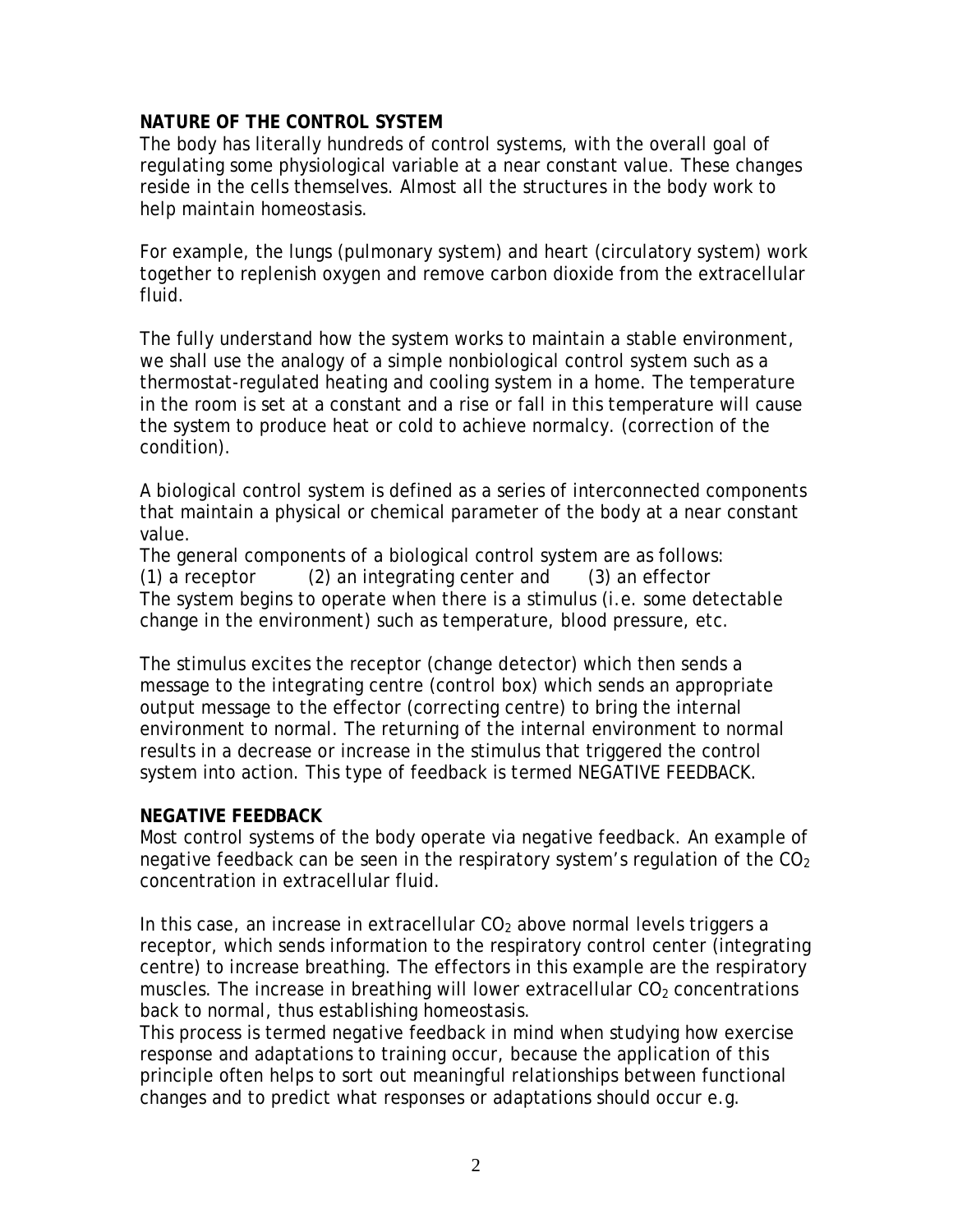**NATURE OF THE CONTROL SYSTEM**

The body has literally hundreds of control systems, with the overall goal of regulating some physiological variable at a near constant value. These changes reside in the cells themselves. Almost all the structures in the body work to help maintain homeostasis.

For example, the lungs (pulmonary system) and heart (circulatory system) work together to replenish oxygen and remove carbon dioxide from the extracellular fluid.

The fully understand how the system works to maintain a stable environment, we shall use the analogy of a simple nonbiological control system such as a thermostat-regulated heating and cooling system in a home. The temperature in the room is set at a constant and a rise or fall in this temperature will cause the system to produce heat or cold to achieve normalcy. (correction of the condition).

A biological control system is defined as a series of interconnected components that maintain a physical or chemical parameter of the body at a near constant value.

The general components of a biological control system are as follows:

(1) a receptor (2) an integrating center and (3) an effector

The system begins to operate when there is a stimulus (i.e. some detectable change in the environment) such as temperature, blood pressure, etc.

The stimulus excites the receptor (change detector) which then sends a message to the integrating centre (control box) which sends an appropriate output message to the effector (correcting centre) to bring the internal environment to normal. The returning of the internal environment to normal results in a decrease or increase in the stimulus that triggered the control system into action. This type of feedback is termed NEGATIVE FEEDBACK.

**NEGATIVE FEEDBACK**

Most control systems of the body operate via negative feedback. An example of negative feedback can be seen in the respiratory system's regulation of the $CO_2$ concentration in extracellular fluid.

In this case, an increase in extracellular $CO_2$ above normal levels triggers a receptor, which sends information to the respiratory control center (integrating centre) to increase breathing. The effectors in this example are the respiratory muscles. The increase in breathing will lower extracellular $CO_2$ concentrations back to normal, thus establishing homeostasis.

This process is termed negative feedback in mind when studying how exercise response and adaptations to training occur, because the application of this principle often helps to sort out meaningful relationships between functional changes and to predict what responses or adaptations should occur e.g.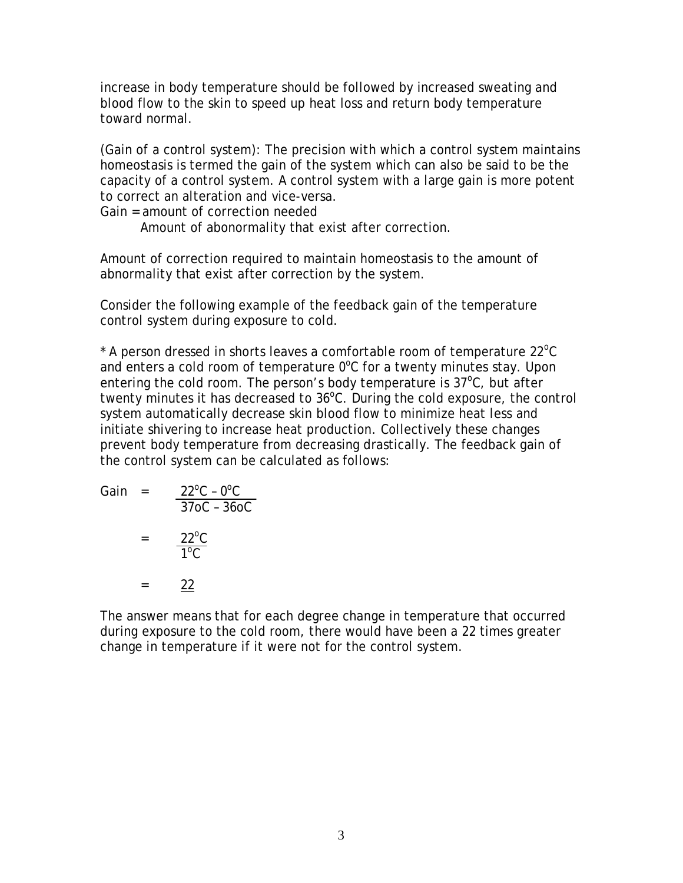increase in body temperature should be followed by increased sweating and blood flow to the skin to speed up heat loss and return body temperature toward normal.

(Gain of a control system): The precision with which a control system maintains homeostasis is termed the gain of the system which can also be said to be the capacity of a control system. A control system with a large gain is more potent to correct an alteration and vice-versa.

$$\text{Gain} = \frac{\text{amount of correction needed}}{\text{Amount of abonormality that exist after correction.}}$$

Amount of correction required to maintain homeostasis to the amount of abnormality that exist after correction by the system.

Consider the following example of the feedback gain of the temperature control system during exposure to cold.

* A person dressed in shorts leaves a comfortable room of temperature 22°C and enters a cold room of temperature 0°C for a twenty minutes stay. Upon entering the cold room. The person's body temperature is 37°C, but after twenty minutes it has decreased to 36°C. During the cold exposure, the control system automatically decrease skin blood flow to minimize heat less and initiate shivering to increase heat production. Collectively these changes prevent body temperature from decreasing drastically. The feedback gain of the control system can be calculated as follows:

$$\text{Gain} = \frac{22^{o}C - 0^{o}C}{37oC - 36oC}$$

$$= \frac{22^{o}C}{1^{o}C}$$

$$= \underline{22}$$

The answer means that for each degree change in temperature that occurred during exposure to the cold room, there would have been a 22 times greater change in temperature if it were not for the control system.